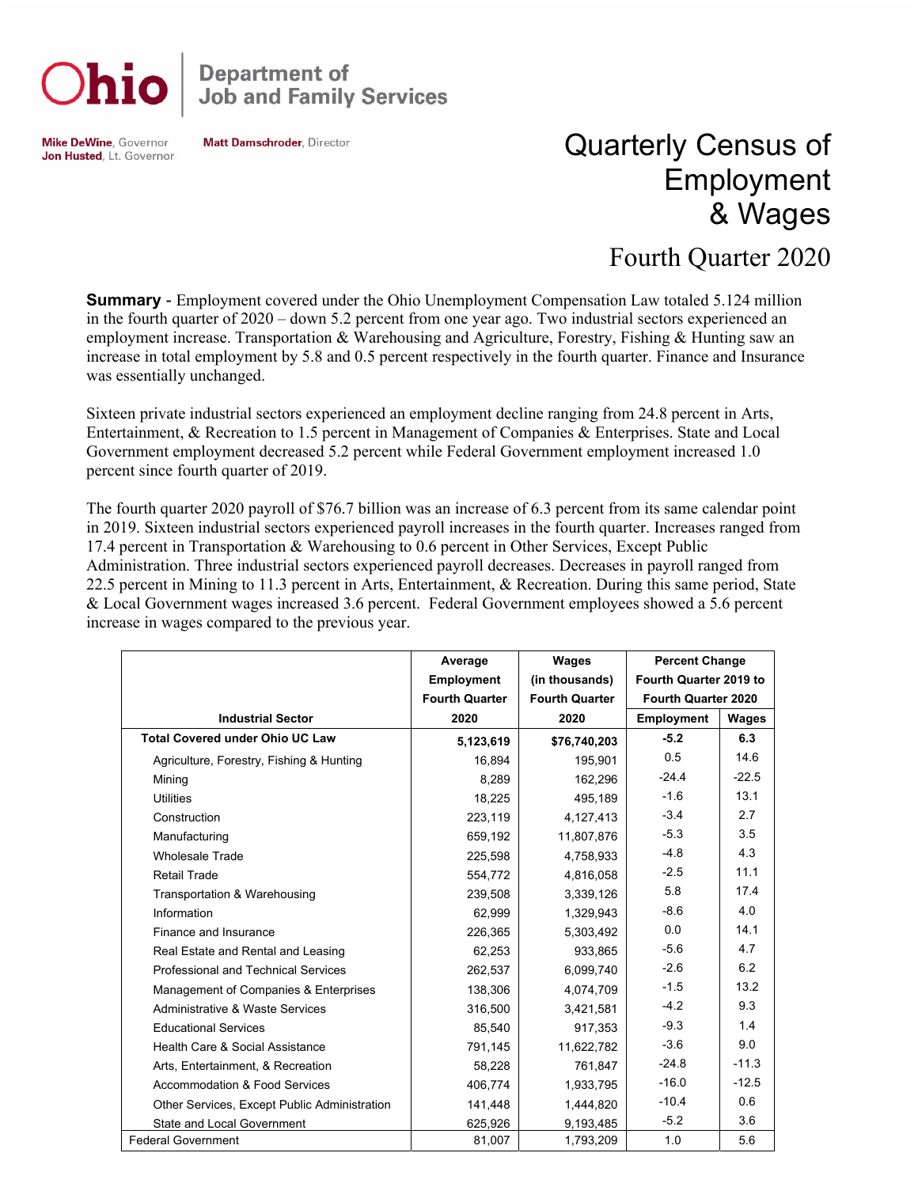Ohio | Department of Job and Family Services

**Mike DeWine**, Governor
**Jon Husted**, Lt. Governor

**Matt Damschroder**, Director

# Quarterly Census of Employment & Wages

## Fourth Quarter 2020

**Summary** - Employment covered under the Ohio Unemployment Compensation Law totaled 5.124 million in the fourth quarter of 2020 – down 5.2 percent from one year ago. Two industrial sectors experienced an employment increase. Transportation & Warehousing and Agriculture, Forestry, Fishing & Hunting saw an increase in total employment by 5.8 and 0.5 percent respectively in the fourth quarter. Finance and Insurance was essentially unchanged.

Sixteen private industrial sectors experienced an employment decline ranging from 24.8 percent in Arts, Entertainment, & Recreation to 1.5 percent in Management of Companies & Enterprises. State and Local Government employment decreased 5.2 percent while Federal Government employment increased 1.0 percent since fourth quarter of 2019.

The fourth quarter 2020 payroll of $76.7 billion was an increase of 6.3 percent from its same calendar point in 2019. Sixteen industrial sectors experienced payroll increases in the fourth quarter. Increases ranged from 17.4 percent in Transportation & Warehousing to 0.6 percent in Other Services, Except Public Administration. Three industrial sectors experienced payroll decreases. Decreases in payroll ranged from 22.5 percent in Mining to 11.3 percent in Arts, Entertainment, & Recreation. During this same period, State & Local Government wages increased 3.6 percent. Federal Government employees showed a 5.6 percent increase in wages compared to the previous year.

| Industrial Sector | Average Employment Fourth Quarter 2020 | Wages (in thousands) Fourth Quarter 2020 | Percent Change Fourth Quarter 2019 to Fourth Quarter 2020 | |
|---|---|---|---|---|
| | | | Employment | Wages |
| **Total Covered under Ohio UC Law** | **5,123,619** | **$76,740,203** | **-5.2** | **6.3** |
| Agriculture, Forestry, Fishing & Hunting | 16,894 | 195,901 | 0.5 | 14.6 |
| Mining | 8,289 | 162,296 | -24.4 | -22.5 |
| Utilities | 18,225 | 495,189 | -1.6 | 13.1 |
| Construction | 223,119 | 4,127,413 | -3.4 | 2.7 |
| Manufacturing | 659,192 | 11,807,876 | -5.3 | 3.5 |
| Wholesale Trade | 225,598 | 4,758,933 | -4.8 | 4.3 |
| Retail Trade | 554,772 | 4,816,058 | -2.5 | 11.1 |
| Transportation & Warehousing | 239,508 | 3,339,126 | 5.8 | 17.4 |
| Information | 62,999 | 1,329,943 | -8.6 | 4.0 |
| Finance and Insurance | 226,365 | 5,303,492 | 0.0 | 14.1 |
| Real Estate and Rental and Leasing | 62,253 | 933,865 | -5.6 | 4.7 |
| Professional and Technical Services | 262,537 | 6,099,740 | -2.6 | 6.2 |
| Management of Companies & Enterprises | 138,306 | 4,074,709 | -1.5 | 13.2 |
| Administrative & Waste Services | 316,500 | 3,421,581 | -4.2 | 9.3 |
| Educational Services | 85,540 | 917,353 | -9.3 | 1.4 |
| Health Care & Social Assistance | 791,145 | 11,622,782 | -3.6 | 9.0 |
| Arts, Entertainment, & Recreation | 58,228 | 761,847 | -24.8 | -11.3 |
| Accommodation & Food Services | 406,774 | 1,933,795 | -16.0 | -12.5 |
| Other Services, Except Public Administration | 141,448 | 1,444,820 | -10.4 | 0.6 |
| State and Local Government | 625,926 | 9,193,485 | -5.2 | 3.6 |
| Federal Government | 81,007 | 1,793,209 | 1.0 | 5.6 |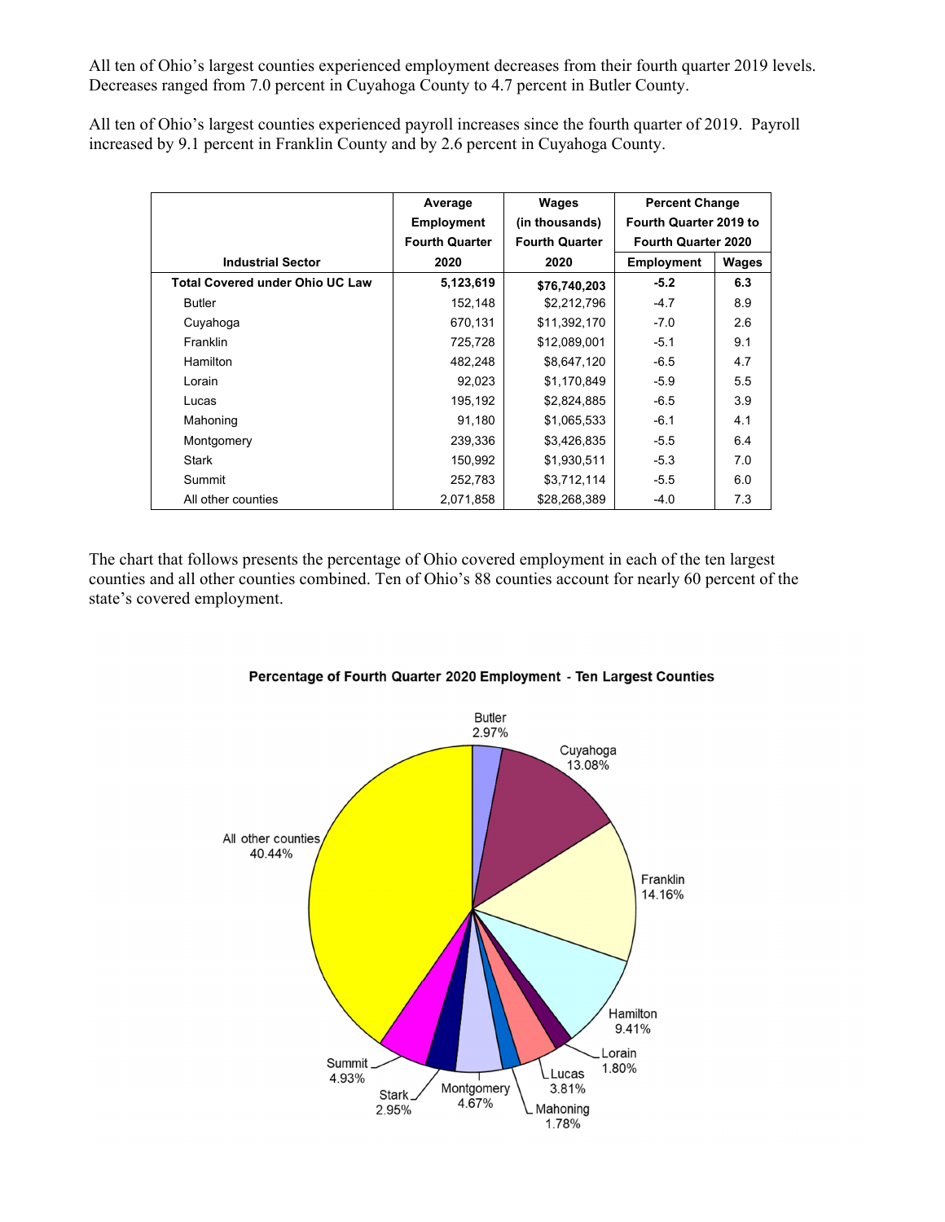All ten of Ohio's largest counties experienced employment decreases from their fourth quarter 2019 levels. Decreases ranged from 7.0 percent in Cuyahoga County to 4.7 percent in Butler County.

All ten of Ohio's largest counties experienced payroll increases since the fourth quarter of 2019. Payroll increased by 9.1 percent in Franklin County and by 2.6 percent in Cuyahoga County.

| Industrial Sector | Average Employment Fourth Quarter 2020 | Wages (in thousands) Fourth Quarter 2020 | Percent Change Fourth Quarter 2019 to Fourth Quarter 2020 | |
|---|---|---|---|---|
| | | | Employment | Wages |
| **Total Covered under Ohio UC Law** | **5,123,619** | **$76,740,203** | **-5.2** | **6.3** |
| Butler | 152,148 | $2,212,796 | -4.7 | 8.9 |
| Cuyahoga | 670,131 | $11,392,170 | -7.0 | 2.6 |
| Franklin | 725,728 | $12,089,001 | -5.1 | 9.1 |
| Hamilton | 482,248 | $8,647,120 | -6.5 | 4.7 |
| Lorain | 92,023 | $1,170,849 | -5.9 | 5.5 |
| Lucas | 195,192 | $2,824,885 | -6.5 | 3.9 |
| Mahoning | 91,180 | $1,065,533 | -6.1 | 4.1 |
| Montgomery | 239,336 | $3,426,835 | -5.5 | 6.4 |
| Stark | 150,992 | $1,930,511 | -5.3 | 7.0 |
| Summit | 252,783 | $3,712,114 | -5.5 | 6.0 |
| All other counties | 2,071,858 | $28,268,389 | -4.0 | 7.3 |

The chart that follows presents the percentage of Ohio covered employment in each of the ten largest counties and all other counties combined. Ten of Ohio's 88 counties account for nearly 60 percent of the state's covered employment.

**Percentage of Fourth Quarter 2020 Employment - Ten Largest Counties**

Butler 2.97%, Cuyahoga 13.08%, Franklin 14.16%, Hamilton 9.41%, Lorain 1.80%, Lucas 3.81%, Mahoning 1.78%, Montgomery 4.67%, Stark 2.95%, Summit 4.93%, All other counties 40.44%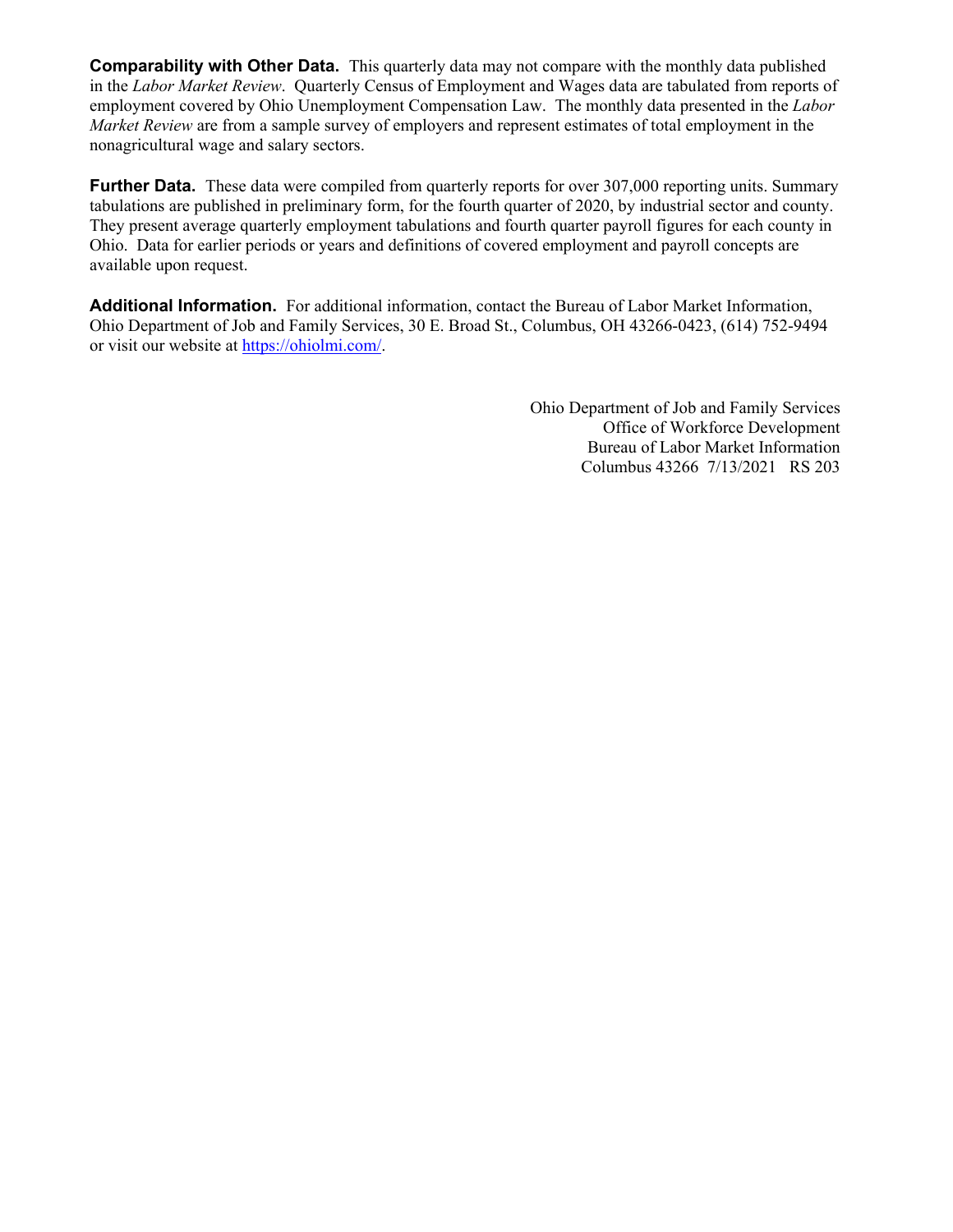**Comparability with Other Data.** This quarterly data may not compare with the monthly data published in the *Labor Market Review*. Quarterly Census of Employment and Wages data are tabulated from reports of employment covered by Ohio Unemployment Compensation Law. The monthly data presented in the *Labor Market Review* are from a sample survey of employers and represent estimates of total employment in the nonagricultural wage and salary sectors.

**Further Data.** These data were compiled from quarterly reports for over 307,000 reporting units. Summary tabulations are published in preliminary form, for the fourth quarter of 2020, by industrial sector and county. They present average quarterly employment tabulations and fourth quarter payroll figures for each county in Ohio. Data for earlier periods or years and definitions of covered employment and payroll concepts are available upon request.

**Additional Information.** For additional information, contact the Bureau of Labor Market Information, Ohio Department of Job and Family Services, 30 E. Broad St., Columbus, OH 43266-0423, (614) 752-9494 or visit our website at https://ohiolmi.com/.

Ohio Department of Job and Family Services
Office of Workforce Development
Bureau of Labor Market Information
Columbus 43266 7/13/2021 RS 203